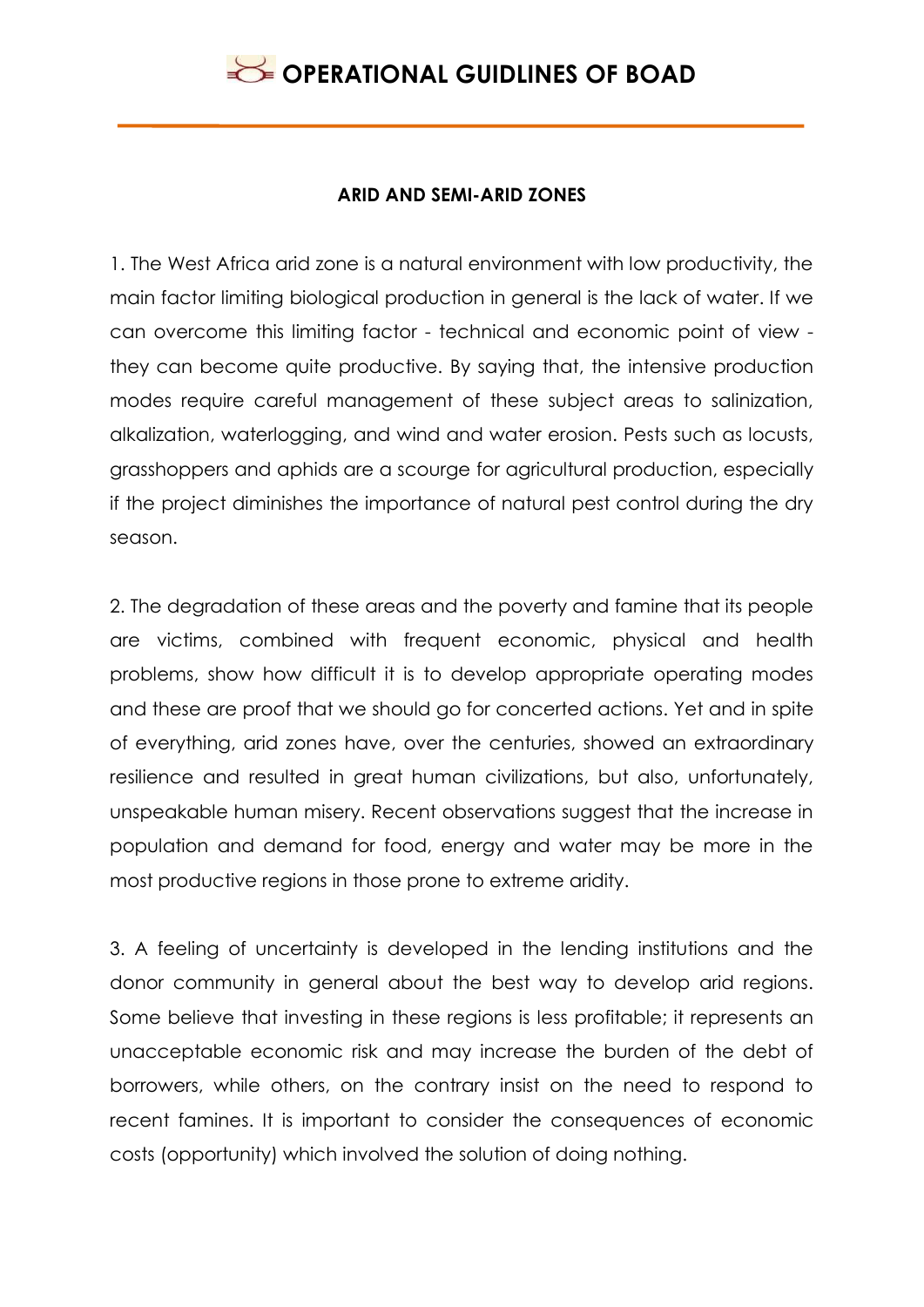## ARID AND SEMI-ARID ZONES

1. The West Africa arid zone is a natural environment with low productivity, the main factor limiting biological production in general is the lack of water. If we can overcome this limiting factor - technical and economic point of view - they can become quite productive. By saying that, the intensive production modes require careful management of these subject areas to salinization, alkalization, waterlogging, and wind and water erosion. Pests such as locusts, grasshoppers and aphids are a scourge for agricultural production, especially if the project diminishes the importance of natural pest control during the dry season.

2. The degradation of these areas and the poverty and famine that its people are victims, combined with frequent economic, physical and health problems, show how difficult it is to develop appropriate operating modes and these are proof that we should go for concerted actions. Yet and in spite of everything, arid zones have, over the centuries, showed an extraordinary resilience and resulted in great human civilizations, but also, unfortunately, unspeakable human misery. Recent observations suggest that the increase in population and demand for food, energy and water may be more in the most productive regions in those prone to extreme aridity.

3. A feeling of uncertainty is developed in the lending institutions and the donor community in general about the best way to develop arid regions. Some believe that investing in these regions is less profitable; it represents an unacceptable economic risk and may increase the burden of the debt of borrowers, while others, on the contrary insist on the need to respond to recent famines. It is important to consider the consequences of economic costs (opportunity) which involved the solution of doing nothing.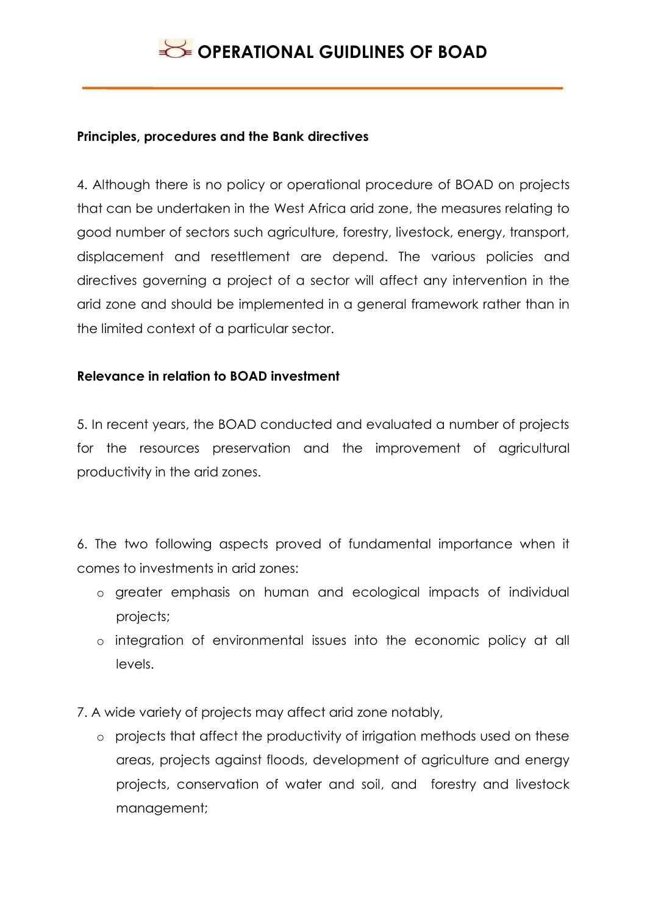**Principles, procedures and the Bank directives**

4. Although there is no policy or operational procedure of BOAD on projects that can be undertaken in the West Africa arid zone, the measures relating to good number of sectors such agriculture, forestry, livestock, energy, transport, displacement and resettlement are depend. The various policies and directives governing a project of a sector will affect any intervention in the arid zone and should be implemented in a general framework rather than in the limited context of a particular sector.

**Relevance in relation to BOAD investment**

5. In recent years, the BOAD conducted and evaluated a number of projects for the resources preservation and the improvement of agricultural productivity in the arid zones.

6. The two following aspects proved of fundamental importance when it comes to investments in arid zones:

- greater emphasis on human and ecological impacts of individual projects;
- integration of environmental issues into the economic policy at all levels.

7. A wide variety of projects may affect arid zone notably,

- projects that affect the productivity of irrigation methods used on these areas, projects against floods, development of agriculture and energy projects, conservation of water and soil, and forestry and livestock management;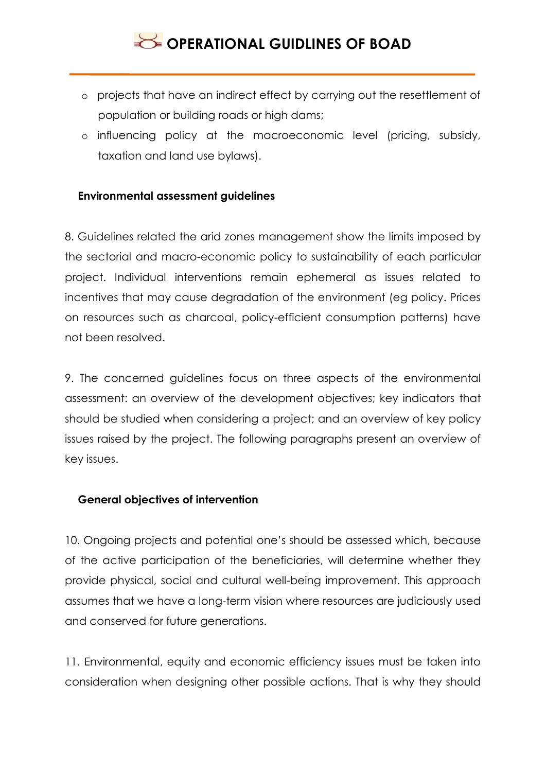- projects that have an indirect effect by carrying out the resettlement of population or building roads or high dams;
- influencing policy at the macroeconomic level (pricing, subsidy, taxation and land use bylaws).

**Environmental assessment guidelines**

8. Guidelines related the arid zones management show the limits imposed by the sectorial and macro-economic policy to sustainability of each particular project. Individual interventions remain ephemeral as issues related to incentives that may cause degradation of the environment (eg policy. Prices on resources such as charcoal, policy-efficient consumption patterns) have not been resolved.

9. The concerned guidelines focus on three aspects of the environmental assessment: an overview of the development objectives; key indicators that should be studied when considering a project; and an overview of key policy issues raised by the project. The following paragraphs present an overview of key issues.

**General objectives of intervention**

10. Ongoing projects and potential one's should be assessed which, because of the active participation of the beneficiaries, will determine whether they provide physical, social and cultural well-being improvement. This approach assumes that we have a long-term vision where resources are judiciously used and conserved for future generations.

11. Environmental, equity and economic efficiency issues must be taken into consideration when designing other possible actions. That is why they should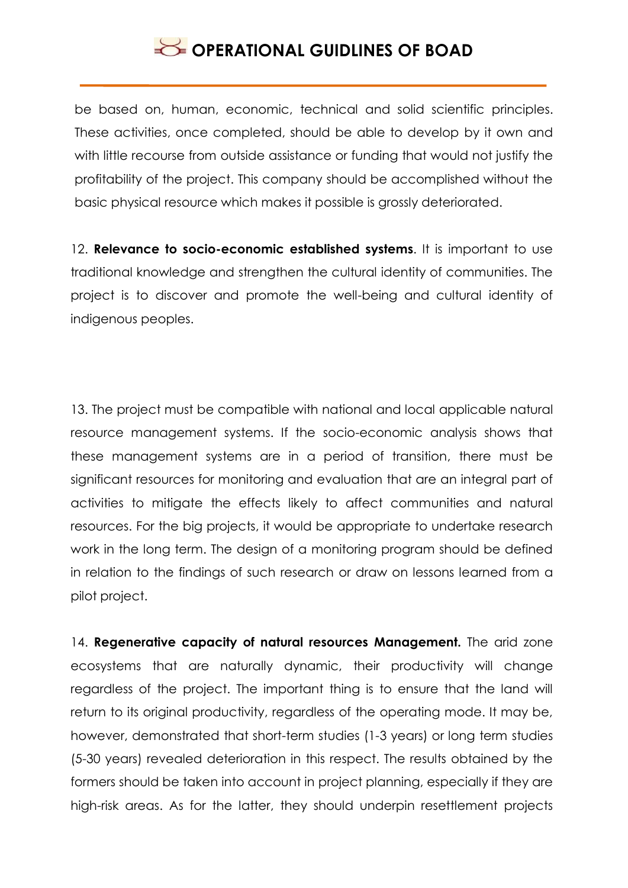be based on, human, economic, technical and solid scientific principles. These activities, once completed, should be able to develop by it own and with little recourse from outside assistance or funding that would not justify the profitability of the project. This company should be accomplished without the basic physical resource which makes it possible is grossly deteriorated.

12. **Relevance to socio-economic established systems**. It is important to use traditional knowledge and strengthen the cultural identity of communities. The project is to discover and promote the well-being and cultural identity of indigenous peoples.

13. The project must be compatible with national and local applicable natural resource management systems. If the socio-economic analysis shows that these management systems are in a period of transition, there must be significant resources for monitoring and evaluation that are an integral part of activities to mitigate the effects likely to affect communities and natural resources. For the big projects, it would be appropriate to undertake research work in the long term. The design of a monitoring program should be defined in relation to the findings of such research or draw on lessons learned from a pilot project.

14. **Regenerative capacity of natural resources Management.** The arid zone ecosystems that are naturally dynamic, their productivity will change regardless of the project. The important thing is to ensure that the land will return to its original productivity, regardless of the operating mode. It may be, however, demonstrated that short-term studies (1-3 years) or long term studies (5-30 years) revealed deterioration in this respect. The results obtained by the formers should be taken into account in project planning, especially if they are high-risk areas. As for the latter, they should underpin resettlement projects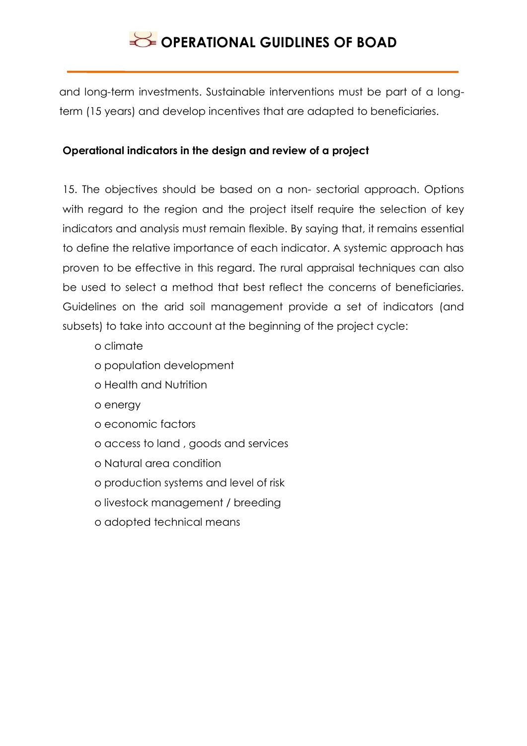and long-term investments. Sustainable interventions must be part of a long-term (15 years) and develop incentives that are adapted to beneficiaries.

**Operational indicators in the design and review of a project**

15. The objectives should be based on a non- sectorial approach. Options with regard to the region and the project itself require the selection of key indicators and analysis must remain flexible. By saying that, it remains essential to define the relative importance of each indicator. A systemic approach has proven to be effective in this regard. The rural appraisal techniques can also be used to select a method that best reflect the concerns of beneficiaries. Guidelines on the arid soil management provide a set of indicators (and subsets) to take into account at the beginning of the project cycle:

- climate
- population development
- Health and Nutrition
- energy
- economic factors
- access to land , goods and services
- Natural area condition
- production systems and level of risk
- livestock management / breeding
- adopted technical means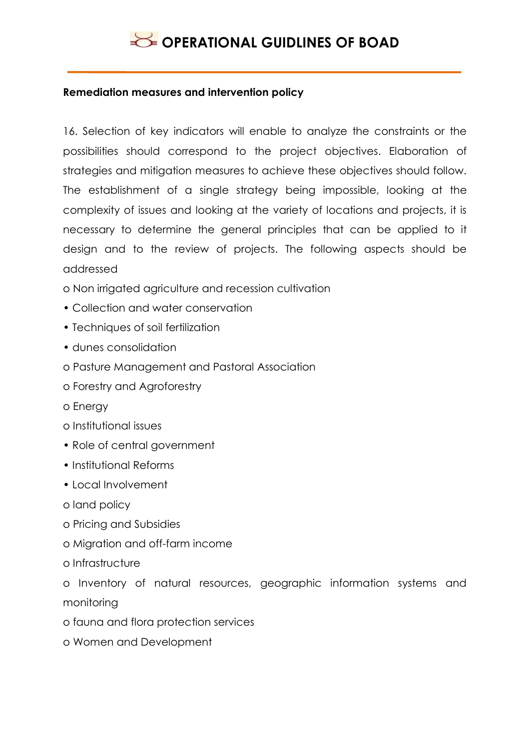**Remediation measures and intervention policy**

16. Selection of key indicators will enable to analyze the constraints or the possibilities should correspond to the project objectives. Elaboration of strategies and mitigation measures to achieve these objectives should follow. The establishment of a single strategy being impossible, looking at the complexity of issues and looking at the variety of locations and projects, it is necessary to determine the general principles that can be applied to it design and to the review of projects. The following aspects should be addressed

- Non irrigated agriculture and recession cultivation
  - Collection and water conservation
  - Techniques of soil fertilization
  - dunes consolidation
- Pasture Management and Pastoral Association
- Forestry and Agroforestry
- Energy
- Institutional issues
  - Role of central government
  - Institutional Reforms
  - Local Involvement
- land policy
- Pricing and Subsidies
- Migration and off-farm income
- Infrastructure
- Inventory of natural resources, geographic information systems and monitoring
- fauna and flora protection services
- Women and Development